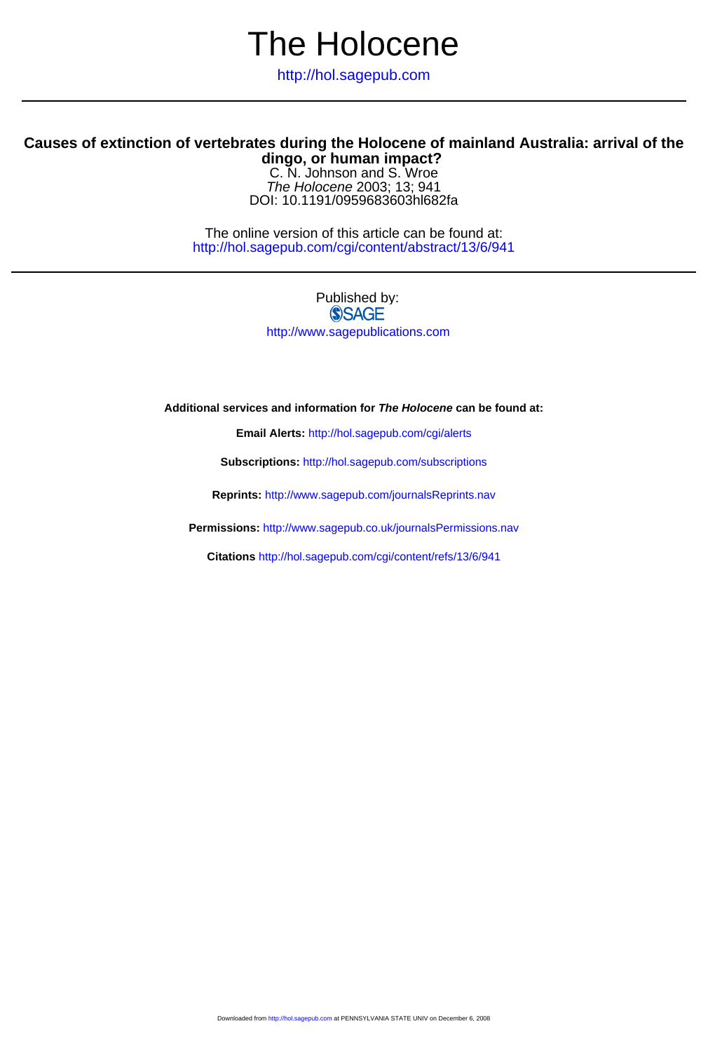# The Holocene

http://hol.sagepub.com

## Causes of extinction of vertebrates during the Holocene of mainland Australia: arrival of the dingo, or human impact?

C. N. Johnson and S. Wroe

*The Holocene* 2003; 13; 941

DOI: 10.1191/0959683603hl682fa

The online version of this article can be found at:
http://hol.sagepub.com/cgi/content/abstract/13/6/941

Published by:
SAGE
http://www.sagepublications.com

**Additional services and information for *The Holocene* can be found at:**

**Email Alerts:** http://hol.sagepub.com/cgi/alerts

**Subscriptions:** http://hol.sagepub.com/subscriptions

**Reprints:** http://www.sagepub.com/journalsReprints.nav

**Permissions:** http://www.sagepub.co.uk/journalsPermissions.nav

**Citations** http://hol.sagepub.com/cgi/content/refs/13/6/941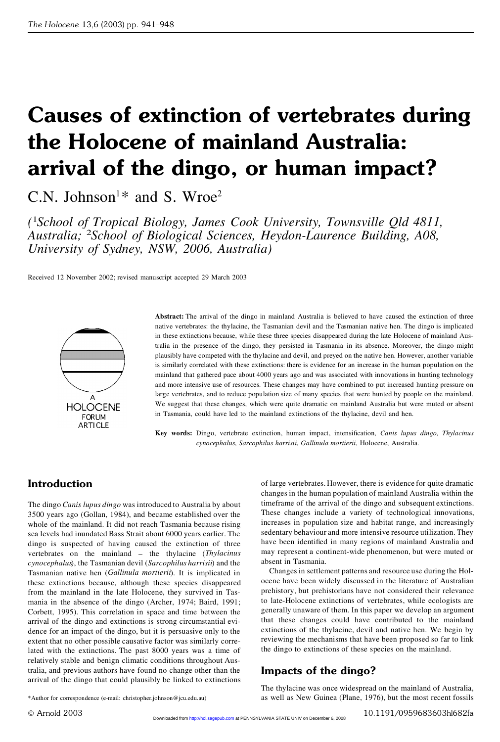# Causes of extinction of vertebrates during the Holocene of mainland Australia: arrival of the dingo, or human impact?

C.N. Johnson[1]* and S. Wroe[2]

*([1]School of Tropical Biology, James Cook University, Townsville Qld 4811, Australia; [2]School of Biological Sciences, Heydon-Laurence Building, A08, University of Sydney, NSW, 2006, Australia)*

Received 12 November 2002; revised manuscript accepted 29 March 2003

A HOLOCENE FORUM ARTICLE

**Abstract:** The arrival of the dingo in mainland Australia is believed to have caused the extinction of three native vertebrates: the thylacine, the Tasmanian devil and the Tasmanian native hen. The dingo is implicated in these extinctions because, while these three species disappeared during the late Holocene of mainland Australia in the presence of the dingo, they persisted in Tasmania in its absence. Moreover, the dingo might plausibly have competed with the thylacine and devil, and preyed on the native hen. However, another variable is similarly correlated with these extinctions: there is evidence for an increase in the human population on the mainland that gathered pace about 4000 years ago and was associated with innovations in hunting technology and more intensive use of resources. These changes may have combined to put increased hunting pressure on large vertebrates, and to reduce population size of many species that were hunted by people on the mainland. We suggest that these changes, which were quite dramatic on mainland Australia but were muted or absent in Tasmania, could have led to the mainland extinctions of the thylacine, devil and hen.

**Key words:** Dingo, vertebrate extinction, human impact, intensification, *Canis lupus dingo*, *Thylacinus cynocephalus*, *Sarcophilus harrisii*, *Gallinula mortierii*, Holocene, Australia.

## Introduction

The dingo *Canis lupus dingo* was introduced to Australia by about 3500 years ago (Gollan, 1984), and became established over the whole of the mainland. It did not reach Tasmania because rising sea levels had inundated Bass Strait about 6000 years earlier. The dingo is suspected of having caused the extinction of three vertebrates on the mainland – the thylacine (*Thylacinus cynocephalus*), the Tasmanian devil (*Sarcophilus harrisii*) and the Tasmanian native hen (*Gallinula mortierii*). It is implicated in these extinctions because, although these species disappeared from the mainland in the late Holocene, they survived in Tasmania in the absence of the dingo (Archer, 1974; Baird, 1991; Corbett, 1995). This correlation in space and time between the arrival of the dingo and extinctions is strong circumstantial evidence for an impact of the dingo, but it is persuasive only to the extent that no other possible causative factor was similarly correlated with the extinctions. The past 8000 years was a time of relatively stable and benign climatic conditions throughout Australia, and previous authors have found no change other than the arrival of the dingo that could plausibly be linked to extinctions of large vertebrates. However, there is evidence for quite dramatic changes in the human population of mainland Australia within the timeframe of the arrival of the dingo and subsequent extinctions. These changes include a variety of technological innovations, increases in population size and habitat range, and increasingly sedentary behaviour and more intensive resource utilization. They have been identified in many regions of mainland Australia and may represent a continent-wide phenomenon, but were muted or absent in Tasmania.

Changes in settlement patterns and resource use during the Holocene have been widely discussed in the literature of Australian prehistory, but prehistorians have not considered their relevance to late-Holocene extinctions of vertebrates, while ecologists are generally unaware of them. In this paper we develop an argument that these changes could have contributed to the mainland extinctions of the thylacine, devil and native hen. We begin by reviewing the mechanisms that have been proposed so far to link the dingo to extinctions of these species on the mainland.

## Impacts of the dingo?

The thylacine was once widespread on the mainland of Australia, as well as New Guinea (Plane, 1976), but the most recent fossils

*Author for correspondence (e-mail: christopher.johnson@jcu.edu.au)

© Arnold 2003 10.1191/0959683603hl682fa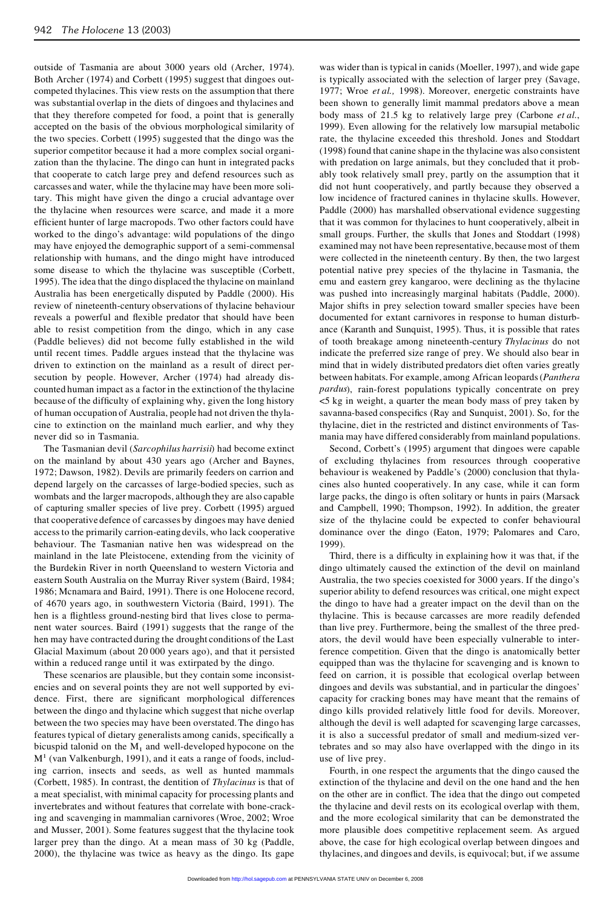outside of Tasmania are about 3000 years old (Archer, 1974). Both Archer (1974) and Corbett (1995) suggest that dingoes outcompeted thylacines. This view rests on the assumption that there was substantial overlap in the diets of dingoes and thylacines and that they therefore competed for food, a point that is generally accepted on the basis of the obvious morphological similarity of the two species. Corbett (1995) suggested that the dingo was the superior competitor because it had a more complex social organization than the thylacine. The dingo can hunt in integrated packs that cooperate to catch large prey and defend resources such as carcasses and water, while the thylacine may have been more solitary. This might have given the dingo a crucial advantage over the thylacine when resources were scarce, and made it a more efficient hunter of large macropods. Two other factors could have worked to the dingo's advantage: wild populations of the dingo may have enjoyed the demographic support of a semi-commensal relationship with humans, and the dingo might have introduced some disease to which the thylacine was susceptible (Corbett, 1995). The idea that the dingo displaced the thylacine on mainland Australia has been energetically disputed by Paddle (2000). His review of nineteenth-century observations of thylacine behaviour reveals a powerful and flexible predator that should have been able to resist competition from the dingo, which in any case (Paddle believes) did not become fully established in the wild until recent times. Paddle argues instead that the thylacine was driven to extinction on the mainland as a result of direct persecution by people. However, Archer (1974) had already discounted human impact as a factor in the extinction of the thylacine because of the difficulty of explaining why, given the long history of human occupation of Australia, people had not driven the thylacine to extinction on the mainland much earlier, and why they never did so in Tasmania.

The Tasmanian devil (*Sarcophilus harrisii*) had become extinct on the mainland by about 430 years ago (Archer and Baynes, 1972; Dawson, 1982). Devils are primarily feeders on carrion and depend largely on the carcasses of large-bodied species, such as wombats and the larger macropods, although they are also capable of capturing smaller species of live prey. Corbett (1995) argued that cooperative defence of carcasses by dingoes may have denied access to the primarily carrion-eating devils, who lack cooperative behaviour. The Tasmanian native hen was widespread on the mainland in the late Pleistocene, extending from the vicinity of the Burdekin River in north Queensland to western Victoria and eastern South Australia on the Murray River system (Baird, 1984; 1986; Mcnamara and Baird, 1991). There is one Holocene record, of 4670 years ago, in southwestern Victoria (Baird, 1991). The hen is a flightless ground-nesting bird that lives close to permanent water sources. Baird (1991) suggests that the range of the hen may have contracted during the drought conditions of the Last Glacial Maximum (about 20 000 years ago), and that it persisted within a reduced range until it was extirpated by the dingo.

These scenarios are plausible, but they contain some inconsistencies and on several points they are not well supported by evidence. First, there are significant morphological differences between the dingo and thylacine which suggest that niche overlap between the two species may have been overstated. The dingo has features typical of dietary generalists among canids, specifically a bicuspid talonid on the $M_1$ and well-developed hypocone on the $M^1$ (van Valkenburgh, 1991), and it eats a range of foods, including carrion, insects and seeds, as well as hunted mammals (Corbett, 1985). In contrast, the dentition of *Thylacinus* is that of a meat specialist, with minimal capacity for processing plants and invertebrates and without features that correlate with bone-cracking and scavenging in mammalian carnivores (Wroe, 2002; Wroe and Musser, 2001). Some features suggest that the thylacine took larger prey than the dingo. At a mean mass of 30 kg (Paddle, 2000), the thylacine was twice as heavy as the dingo. Its gape was wider than is typical in canids (Moeller, 1997), and wide gape is typically associated with the selection of larger prey (Savage, 1977; Wroe *et al.,* 1998). Moreover, energetic constraints have been shown to generally limit mammal predators above a mean body mass of 21.5 kg to relatively large prey (Carbone *et al.*, 1999). Even allowing for the relatively low marsupial metabolic rate, the thylacine exceeded this threshold. Jones and Stoddart (1998) found that canine shape in the thylacine was also consistent with predation on large animals, but they concluded that it probably took relatively small prey, partly on the assumption that it did not hunt cooperatively, and partly because they observed a low incidence of fractured canines in thylacine skulls. However, Paddle (2000) has marshalled observational evidence suggesting that it was common for thylacines to hunt cooperatively, albeit in small groups. Further, the skulls that Jones and Stoddart (1998) examined may not have been representative, because most of them were collected in the nineteenth century. By then, the two largest potential native prey species of the thylacine in Tasmania, the emu and eastern grey kangaroo, were declining as the thylacine was pushed into increasingly marginal habitats (Paddle, 2000). Major shifts in prey selection toward smaller species have been documented for extant carnivores in response to human disturbance (Karanth and Sunquist, 1995). Thus, it is possible that rates of tooth breakage among nineteenth-century *Thylacinus* do not indicate the preferred size range of prey. We should also bear in mind that in widely distributed predators diet often varies greatly between habitats. For example, among African leopards (*Panthera pardus*), rain-forest populations typically concentrate on prey <5 kg in weight, a quarter the mean body mass of prey taken by savanna-based conspecifics (Ray and Sunquist, 2001). So, for the thylacine, diet in the restricted and distinct environments of Tasmania may have differed considerably from mainland populations.

Second, Corbett's (1995) argument that dingoes were capable of excluding thylacines from resources through cooperative behaviour is weakened by Paddle's (2000) conclusion that thylacines also hunted cooperatively. In any case, while it can form large packs, the dingo is often solitary or hunts in pairs (Marsack and Campbell, 1990; Thompson, 1992). In addition, the greater size of the thylacine could be expected to confer behavioural dominance over the dingo (Eaton, 1979; Palomares and Caro, 1999).

Third, there is a difficulty in explaining how it was that, if the dingo ultimately caused the extinction of the devil on mainland Australia, the two species coexisted for 3000 years. If the dingo's superior ability to defend resources was critical, one might expect the dingo to have had a greater impact on the devil than on the thylacine. This is because carcasses are more readily defended than live prey. Furthermore, being the smallest of the three predators, the devil would have been especially vulnerable to interference competition. Given that the dingo is anatomically better equipped than was the thylacine for scavenging and is known to feed on carrion, it is possible that ecological overlap between dingoes and devils was substantial, and in particular the dingoes' capacity for cracking bones may have meant that the remains of dingo kills provided relatively little food for devils. Moreover, although the devil is well adapted for scavenging large carcasses, it is also a successful predator of small and medium-sized vertebrates and so may also have overlapped with the dingo in its use of live prey.

Fourth, in one respect the arguments that the dingo caused the extinction of the thylacine and devil on the one hand and the hen on the other are in conflict. The idea that the dingo out competed the thylacine and devil rests on its ecological overlap with them, and the more ecological similarity that can be demonstrated the more plausible does competitive replacement seem. As argued above, the case for high ecological overlap between dingoes and thylacines, and dingoes and devils, is equivocal; but, if we assume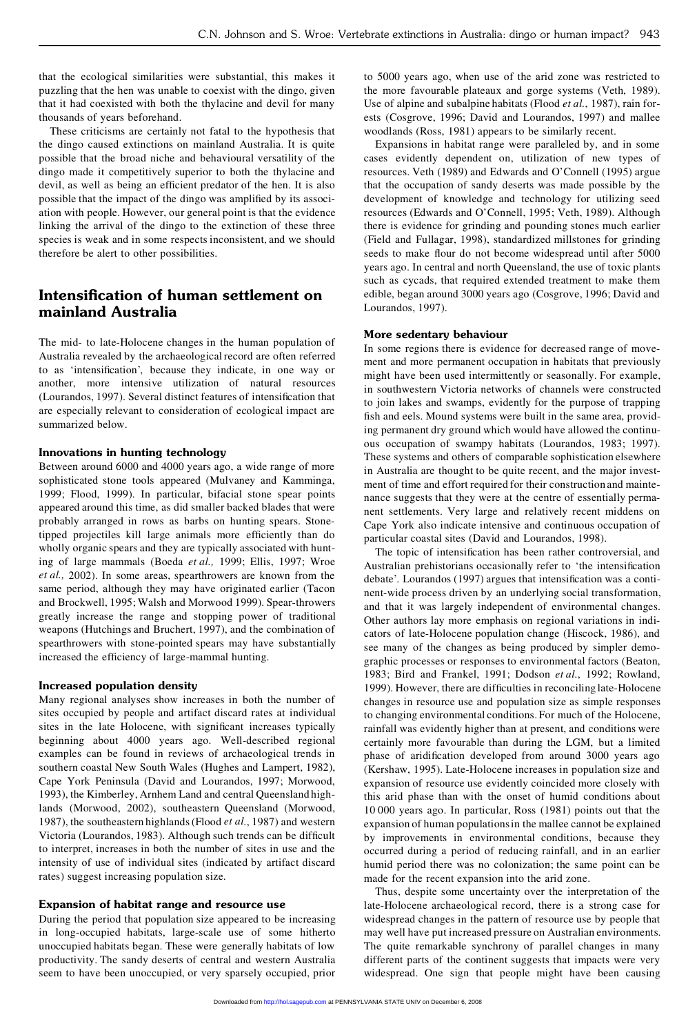that the ecological similarities were substantial, this makes it puzzling that the hen was unable to coexist with the dingo, given that it had coexisted with both the thylacine and devil for many thousands of years beforehand.

These criticisms are certainly not fatal to the hypothesis that the dingo caused extinctions on mainland Australia. It is quite possible that the broad niche and behavioural versatility of the dingo made it competitively superior to both the thylacine and devil, as well as being an efficient predator of the hen. It is also possible that the impact of the dingo was amplified by its association with people. However, our general point is that the evidence linking the arrival of the dingo to the extinction of these three species is weak and in some respects inconsistent, and we should therefore be alert to other possibilities.

## Intensification of human settlement on mainland Australia

The mid- to late-Holocene changes in the human population of Australia revealed by the archaeological record are often referred to as 'intensification', because they indicate, in one way or another, more intensive utilization of natural resources (Lourandos, 1997). Several distinct features of intensification that are especially relevant to consideration of ecological impact are summarized below.

### Innovations in hunting technology

Between around 6000 and 4000 years ago, a wide range of more sophisticated stone tools appeared (Mulvaney and Kamminga, 1999; Flood, 1999). In particular, bifacial stone spear points appeared around this time, as did smaller backed blades that were probably arranged in rows as barbs on hunting spears. Stone-tipped projectiles kill large animals more efficiently than do wholly organic spears and they are typically associated with hunting of large mammals (Boeda *et al.,* 1999; Ellis, 1997; Wroe *et al.,* 2002). In some areas, spearthrowers are known from the same period, although they may have originated earlier (Tacon and Brockwell, 1995; Walsh and Morwood 1999). Spear-throwers greatly increase the range and stopping power of traditional weapons (Hutchings and Bruchert, 1997), and the combination of spearthrowers with stone-pointed spears may have substantially increased the efficiency of large-mammal hunting.

### Increased population density

Many regional analyses show increases in both the number of sites occupied by people and artifact discard rates at individual sites in the late Holocene, with significant increases typically beginning about 4000 years ago. Well-described regional examples can be found in reviews of archaeological trends in southern coastal New South Wales (Hughes and Lampert, 1982), Cape York Peninsula (David and Lourandos, 1997; Morwood, 1993), the Kimberley, Arnhem Land and central Queensland highlands (Morwood, 2002), southeastern Queensland (Morwood, 1987), the southeastern highlands (Flood *et al.*, 1987) and western Victoria (Lourandos, 1983). Although such trends can be difficult to interpret, increases in both the number of sites in use and the intensity of use of individual sites (indicated by artifact discard rates) suggest increasing population size.

### Expansion of habitat range and resource use

During the period that population size appeared to be increasing in long-occupied habitats, large-scale use of some hitherto unoccupied habitats began. These were generally habitats of low productivity. The sandy deserts of central and western Australia seem to have been unoccupied, or very sparsely occupied, prior to 5000 years ago, when use of the arid zone was restricted to the more favourable plateaux and gorge systems (Veth, 1989). Use of alpine and subalpine habitats (Flood *et al.*, 1987), rain forests (Cosgrove, 1996; David and Lourandos, 1997) and mallee woodlands (Ross, 1981) appears to be similarly recent.

Expansions in habitat range were paralleled by, and in some cases evidently dependent on, utilization of new types of resources. Veth (1989) and Edwards and O'Connell (1995) argue that the occupation of sandy deserts was made possible by the development of knowledge and technology for utilizing seed resources (Edwards and O'Connell, 1995; Veth, 1989). Although there is evidence for grinding and pounding stones much earlier (Field and Fullagar, 1998), standardized millstones for grinding seeds to make flour do not become widespread until after 5000 years ago. In central and north Queensland, the use of toxic plants such as cycads, that required extended treatment to make them edible, began around 3000 years ago (Cosgrove, 1996; David and Lourandos, 1997).

### More sedentary behaviour

In some regions there is evidence for decreased range of movement and more permanent occupation in habitats that previously might have been used intermittently or seasonally. For example, in southwestern Victoria networks of channels were constructed to join lakes and swamps, evidently for the purpose of trapping fish and eels. Mound systems were built in the same area, providing permanent dry ground which would have allowed the continuous occupation of swampy habitats (Lourandos, 1983; 1997). These systems and others of comparable sophistication elsewhere in Australia are thought to be quite recent, and the major investment of time and effort required for their construction and maintenance suggests that they were at the centre of essentially permanent settlements. Very large and relatively recent middens on Cape York also indicate intensive and continuous occupation of particular coastal sites (David and Lourandos, 1998).

The topic of intensification has been rather controversial, and Australian prehistorians occasionally refer to 'the intensification debate'. Lourandos (1997) argues that intensification was a continent-wide process driven by an underlying social transformation, and that it was largely independent of environmental changes. Other authors lay more emphasis on regional variations in indicators of late-Holocene population change (Hiscock, 1986), and see many of the changes as being produced by simpler demographic processes or responses to environmental factors (Beaton, 1983; Bird and Frankel, 1991; Dodson *et al.*, 1992; Rowland, 1999). However, there are difficulties in reconciling late-Holocene changes in resource use and population size as simple responses to changing environmental conditions. For much of the Holocene, rainfall was evidently higher than at present, and conditions were certainly more favourable than during the LGM, but a limited phase of aridification developed from around 3000 years ago (Kershaw, 1995). Late-Holocene increases in population size and expansion of resource use evidently coincided more closely with this arid phase than with the onset of humid conditions about 10 000 years ago. In particular, Ross (1981) points out that the expansion of human populations in the mallee cannot be explained by improvements in environmental conditions, because they occurred during a period of reducing rainfall, and in an earlier humid period there was no colonization; the same point can be made for the recent expansion into the arid zone.

Thus, despite some uncertainty over the interpretation of the late-Holocene archaeological record, there is a strong case for widespread changes in the pattern of resource use by people that may well have put increased pressure on Australian environments. The quite remarkable synchrony of parallel changes in many different parts of the continent suggests that impacts were very widespread. One sign that people might have been causing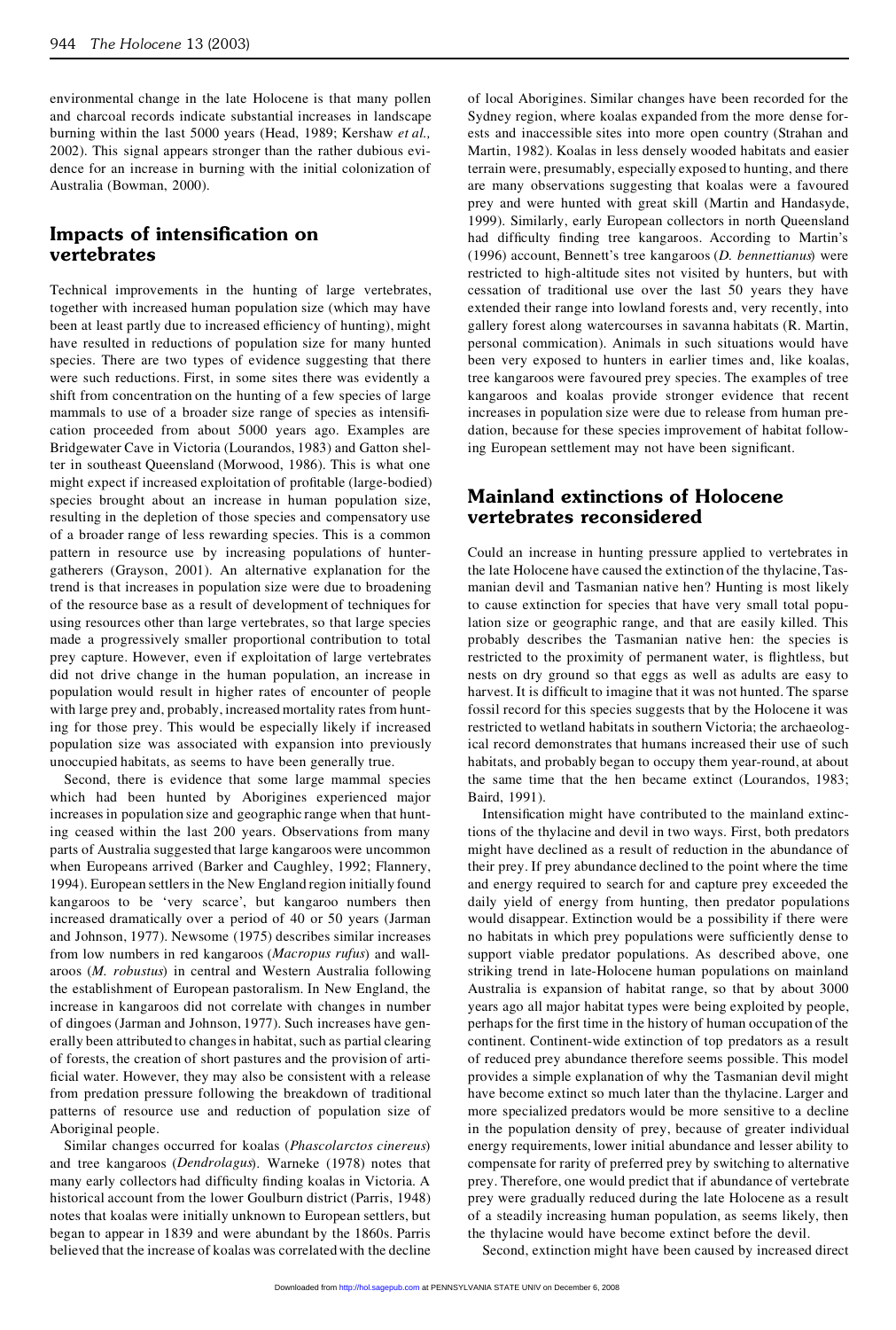environmental change in the late Holocene is that many pollen and charcoal records indicate substantial increases in landscape burning within the last 5000 years (Head, 1989; Kershaw *et al.,* 2002). This signal appears stronger than the rather dubious evidence for an increase in burning with the initial colonization of Australia (Bowman, 2000).

## Impacts of intensification on vertebrates

Technical improvements in the hunting of large vertebrates, together with increased human population size (which may have been at least partly due to increased efficiency of hunting), might have resulted in reductions of population size for many hunted species. There are two types of evidence suggesting that there were such reductions. First, in some sites there was evidently a shift from concentration on the hunting of a few species of large mammals to use of a broader size range of species as intensification proceeded from about 5000 years ago. Examples are Bridgewater Cave in Victoria (Lourandos, 1983) and Gatton shelter in southeast Queensland (Morwood, 1986). This is what one might expect if increased exploitation of profitable (large-bodied) species brought about an increase in human population size, resulting in the depletion of those species and compensatory use of a broader range of less rewarding species. This is a common pattern in resource use by increasing populations of hunter-gatherers (Grayson, 2001). An alternative explanation for the trend is that increases in population size were due to broadening of the resource base as a result of development of techniques for using resources other than large vertebrates, so that large species made a progressively smaller proportional contribution to total prey capture. However, even if exploitation of large vertebrates did not drive change in the human population, an increase in population would result in higher rates of encounter of people with large prey and, probably, increased mortality rates from hunting for those prey. This would be especially likely if increased population size was associated with expansion into previously unoccupied habitats, as seems to have been generally true.

Second, there is evidence that some large mammal species which had been hunted by Aborigines experienced major increases in population size and geographic range when that hunting ceased within the last 200 years. Observations from many parts of Australia suggested that large kangaroos were uncommon when Europeans arrived (Barker and Caughley, 1992; Flannery, 1994). European settlers in the New England region initially found kangaroos to be 'very scarce', but kangaroo numbers then increased dramatically over a period of 40 or 50 years (Jarman and Johnson, 1977). Newsome (1975) describes similar increases from low numbers in red kangaroos (*Macropus rufus*) and wallaroos (*M. robustus*) in central and Western Australia following the establishment of European pastoralism. In New England, the increase in kangaroos did not correlate with changes in number of dingoes (Jarman and Johnson, 1977). Such increases have generally been attributed to changes in habitat, such as partial clearing of forests, the creation of short pastures and the provision of artificial water. However, they may also be consistent with a release from predation pressure following the breakdown of traditional patterns of resource use and reduction of population size of Aboriginal people.

Similar changes occurred for koalas (*Phascolarctos cinereus*) and tree kangaroos (*Dendrolagus*). Warneke (1978) notes that many early collectors had difficulty finding koalas in Victoria. A historical account from the lower Goulburn district (Parris, 1948) notes that koalas were initially unknown to European settlers, but began to appear in 1839 and were abundant by the 1860s. Parris believed that the increase of koalas was correlated with the decline of local Aborigines. Similar changes have been recorded for the Sydney region, where koalas expanded from the more dense forests and inaccessible sites into more open country (Strahan and Martin, 1982). Koalas in less densely wooded habitats and easier terrain were, presumably, especially exposed to hunting, and there are many observations suggesting that koalas were a favoured prey and were hunted with great skill (Martin and Handasyde, 1999). Similarly, early European collectors in north Queensland had difficulty finding tree kangaroos. According to Martin's (1996) account, Bennett's tree kangaroos (*D. bennettianus*) were restricted to high-altitude sites not visited by hunters, but with cessation of traditional use over the last 50 years they have extended their range into lowland forests and, very recently, into gallery forest along watercourses in savanna habitats (R. Martin, personal commication). Animals in such situations would have been very exposed to hunters in earlier times and, like koalas, tree kangaroos were favoured prey species. The examples of tree kangaroos and koalas provide stronger evidence that recent increases in population size were due to release from human predation, because for these species improvement of habitat following European settlement may not have been significant.

## Mainland extinctions of Holocene vertebrates reconsidered

Could an increase in hunting pressure applied to vertebrates in the late Holocene have caused the extinction of the thylacine, Tasmanian devil and Tasmanian native hen? Hunting is most likely to cause extinction for species that have very small total population size or geographic range, and that are easily killed. This probably describes the Tasmanian native hen: the species is restricted to the proximity of permanent water, is flightless, but nests on dry ground so that eggs as well as adults are easy to harvest. It is difficult to imagine that it was not hunted. The sparse fossil record for this species suggests that by the Holocene it was restricted to wetland habitats in southern Victoria; the archaeological record demonstrates that humans increased their use of such habitats, and probably began to occupy them year-round, at about the same time that the hen became extinct (Lourandos, 1983; Baird, 1991).

Intensification might have contributed to the mainland extinctions of the thylacine and devil in two ways. First, both predators might have declined as a result of reduction in the abundance of their prey. If prey abundance declined to the point where the time and energy required to search for and capture prey exceeded the daily yield of energy from hunting, then predator populations would disappear. Extinction would be a possibility if there were no habitats in which prey populations were sufficiently dense to support viable predator populations. As described above, one striking trend in late-Holocene human populations on mainland Australia is expansion of habitat range, so that by about 3000 years ago all major habitat types were being exploited by people, perhaps for the first time in the history of human occupation of the continent. Continent-wide extinction of top predators as a result of reduced prey abundance therefore seems possible. This model provides a simple explanation of why the Tasmanian devil might have become extinct so much later than the thylacine. Larger and more specialized predators would be more sensitive to a decline in the population density of prey, because of greater individual energy requirements, lower initial abundance and lesser ability to compensate for rarity of preferred prey by switching to alternative prey. Therefore, one would predict that if abundance of vertebrate prey were gradually reduced during the late Holocene as a result of a steadily increasing human population, as seems likely, then the thylacine would have become extinct before the devil.

Second, extinction might have been caused by increased direct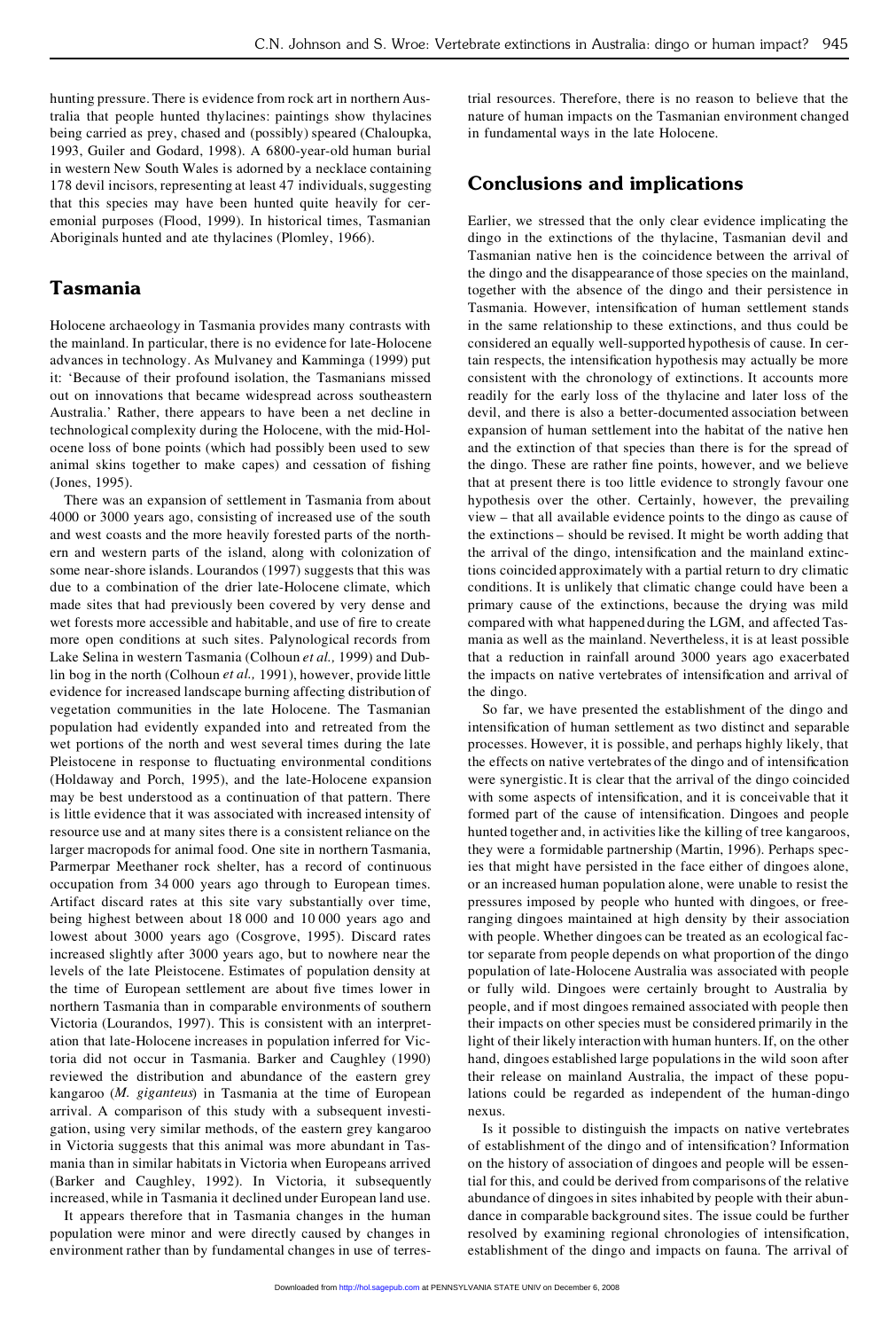hunting pressure. There is evidence from rock art in northern Australia that people hunted thylacines: paintings show thylacines being carried as prey, chased and (possibly) speared (Chaloupka, 1993, Guiler and Godard, 1998). A 6800-year-old human burial in western New South Wales is adorned by a necklace containing 178 devil incisors, representing at least 47 individuals, suggesting that this species may have been hunted quite heavily for ceremonial purposes (Flood, 1999). In historical times, Tasmanian Aboriginals hunted and ate thylacines (Plomley, 1966).

## Tasmania

Holocene archaeology in Tasmania provides many contrasts with the mainland. In particular, there is no evidence for late-Holocene advances in technology. As Mulvaney and Kamminga (1999) put it: 'Because of their profound isolation, the Tasmanians missed out on innovations that became widespread across southeastern Australia.' Rather, there appears to have been a net decline in technological complexity during the Holocene, with the mid-Holocene loss of bone points (which had possibly been used to sew animal skins together to make capes) and cessation of fishing (Jones, 1995).

There was an expansion of settlement in Tasmania from about 4000 or 3000 years ago, consisting of increased use of the south and west coasts and the more heavily forested parts of the northern and western parts of the island, along with colonization of some near-shore islands. Lourandos (1997) suggests that this was due to a combination of the drier late-Holocene climate, which made sites that had previously been covered by very dense and wet forests more accessible and habitable, and use of fire to create more open conditions at such sites. Palynological records from Lake Selina in western Tasmania (Colhoun *et al.,* 1999) and Dublin bog in the north (Colhoun *et al.,* 1991), however, provide little evidence for increased landscape burning affecting distribution of vegetation communities in the late Holocene. The Tasmanian population had evidently expanded into and retreated from the wet portions of the north and west several times during the late Pleistocene in response to fluctuating environmental conditions (Holdaway and Porch, 1995), and the late-Holocene expansion may be best understood as a continuation of that pattern. There is little evidence that it was associated with increased intensity of resource use and at many sites there is a consistent reliance on the larger macropods for animal food. One site in northern Tasmania, Parmerpar Meethaner rock shelter, has a record of continuous occupation from 34 000 years ago through to European times. Artifact discard rates at this site vary substantially over time, being highest between about 18 000 and 10 000 years ago and lowest about 3000 years ago (Cosgrove, 1995). Discard rates increased slightly after 3000 years ago, but to nowhere near the levels of the late Pleistocene. Estimates of population density at the time of European settlement are about five times lower in northern Tasmania than in comparable environments of southern Victoria (Lourandos, 1997). This is consistent with an interpretation that late-Holocene increases in population inferred for Victoria did not occur in Tasmania. Barker and Caughley (1990) reviewed the distribution and abundance of the eastern grey kangaroo (*M. giganteus*) in Tasmania at the time of European arrival. A comparison of this study with a subsequent investigation, using very similar methods, of the eastern grey kangaroo in Victoria suggests that this animal was more abundant in Tasmania than in similar habitats in Victoria when Europeans arrived (Barker and Caughley, 1992). In Victoria, it subsequently increased, while in Tasmania it declined under European land use.

It appears therefore that in Tasmania changes in the human population were minor and were directly caused by changes in environment rather than by fundamental changes in use of terrestrial resources. Therefore, there is no reason to believe that the nature of human impacts on the Tasmanian environment changed in fundamental ways in the late Holocene.

## Conclusions and implications

Earlier, we stressed that the only clear evidence implicating the dingo in the extinctions of the thylacine, Tasmanian devil and Tasmanian native hen is the coincidence between the arrival of the dingo and the disappearance of those species on the mainland, together with the absence of the dingo and their persistence in Tasmania. However, intensification of human settlement stands in the same relationship to these extinctions, and thus could be considered an equally well-supported hypothesis of cause. In certain respects, the intensification hypothesis may actually be more consistent with the chronology of extinctions. It accounts more readily for the early loss of the thylacine and later loss of the devil, and there is also a better-documented association between expansion of human settlement into the habitat of the native hen and the extinction of that species than there is for the spread of the dingo. These are rather fine points, however, and we believe that at present there is too little evidence to strongly favour one hypothesis over the other. Certainly, however, the prevailing view – that all available evidence points to the dingo as cause of the extinctions – should be revised. It might be worth adding that the arrival of the dingo, intensification and the mainland extinctions coincided approximately with a partial return to dry climatic conditions. It is unlikely that climatic change could have been a primary cause of the extinctions, because the drying was mild compared with what happened during the LGM, and affected Tasmania as well as the mainland. Nevertheless, it is at least possible that a reduction in rainfall around 3000 years ago exacerbated the impacts on native vertebrates of intensification and arrival of the dingo.

So far, we have presented the establishment of the dingo and intensification of human settlement as two distinct and separable processes. However, it is possible, and perhaps highly likely, that the effects on native vertebrates of the dingo and of intensification were synergistic. It is clear that the arrival of the dingo coincided with some aspects of intensification, and it is conceivable that it formed part of the cause of intensification. Dingoes and people hunted together and, in activities like the killing of tree kangaroos, they were a formidable partnership (Martin, 1996). Perhaps species that might have persisted in the face either of dingoes alone, or an increased human population alone, were unable to resist the pressures imposed by people who hunted with dingoes, or free-ranging dingoes maintained at high density by their association with people. Whether dingoes can be treated as an ecological factor separate from people depends on what proportion of the dingo population of late-Holocene Australia was associated with people or fully wild. Dingoes were certainly brought to Australia by people, and if most dingoes remained associated with people then their impacts on other species must be considered primarily in the light of their likely interaction with human hunters. If, on the other hand, dingoes established large populations in the wild soon after their release on mainland Australia, the impact of these populations could be regarded as independent of the human-dingo nexus.

Is it possible to distinguish the impacts on native vertebrates of establishment of the dingo and of intensification? Information on the history of association of dingoes and people will be essential for this, and could be derived from comparisons of the relative abundance of dingoes in sites inhabited by people with their abundance in comparable background sites. The issue could be further resolved by examining regional chronologies of intensification, establishment of the dingo and impacts on fauna. The arrival of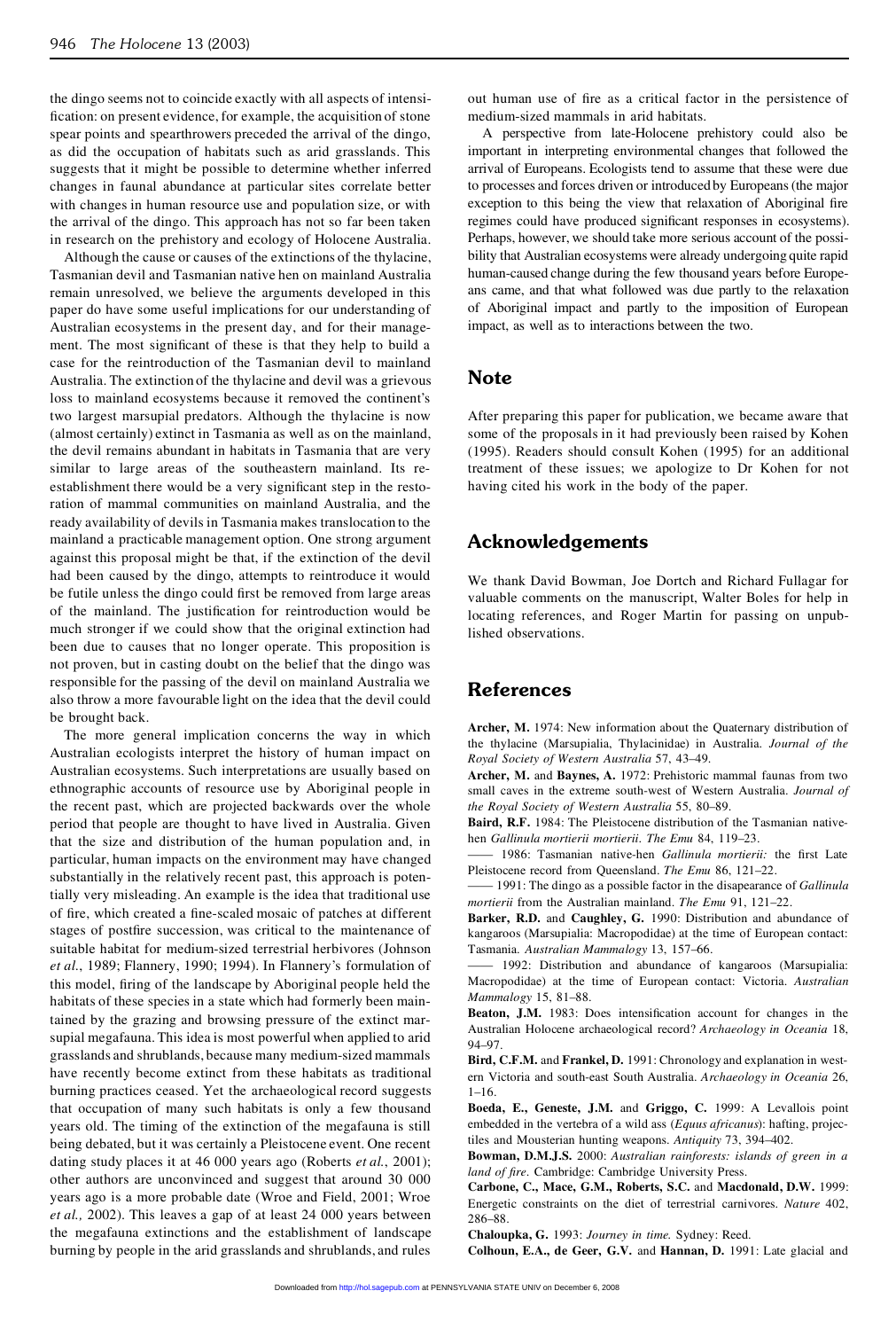the dingo seems not to coincide exactly with all aspects of intensification: on present evidence, for example, the acquisition of stone spear points and spearthrowers preceded the arrival of the dingo, as did the occupation of habitats such as arid grasslands. This suggests that it might be possible to determine whether inferred changes in faunal abundance at particular sites correlate better with changes in human resource use and population size, or with the arrival of the dingo. This approach has not so far been taken in research on the prehistory and ecology of Holocene Australia.

Although the cause or causes of the extinctions of the thylacine, Tasmanian devil and Tasmanian native hen on mainland Australia remain unresolved, we believe the arguments developed in this paper do have some useful implications for our understanding of Australian ecosystems in the present day, and for their management. The most significant of these is that they help to build a case for the reintroduction of the Tasmanian devil to mainland Australia. The extinction of the thylacine and devil was a grievous loss to mainland ecosystems because it removed the continent's two largest marsupial predators. Although the thylacine is now (almost certainly) extinct in Tasmania as well as on the mainland, the devil remains abundant in habitats in Tasmania that are very similar to large areas of the southeastern mainland. Its re-establishment there would be a very significant step in the restoration of mammal communities on mainland Australia, and the ready availability of devils in Tasmania makes translocation to the mainland a practicable management option. One strong argument against this proposal might be that, if the extinction of the devil had been caused by the dingo, attempts to reintroduce it would be futile unless the dingo could first be removed from large areas of the mainland. The justification for reintroduction would be much stronger if we could show that the original extinction had been due to causes that no longer operate. This proposition is not proven, but in casting doubt on the belief that the dingo was responsible for the passing of the devil on mainland Australia we also throw a more favourable light on the idea that the devil could be brought back.

The more general implication concerns the way in which Australian ecologists interpret the history of human impact on Australian ecosystems. Such interpretations are usually based on ethnographic accounts of resource use by Aboriginal people in the recent past, which are projected backwards over the whole period that people are thought to have lived in Australia. Given that the size and distribution of the human population and, in particular, human impacts on the environment may have changed substantially in the relatively recent past, this approach is potentially very misleading. An example is the idea that traditional use of fire, which created a fine-scaled mosaic of patches at different stages of postfire succession, was critical to the maintenance of suitable habitat for medium-sized terrestrial herbivores (Johnson *et al.*, 1989; Flannery, 1990; 1994). In Flannery's formulation of this model, firing of the landscape by Aboriginal people held the habitats of these species in a state which had formerly been maintained by the grazing and browsing pressure of the extinct marsupial megafauna. This idea is most powerful when applied to arid grasslands and shrublands, because many medium-sized mammals have recently become extinct from these habitats as traditional burning practices ceased. Yet the archaeological record suggests that occupation of many such habitats is only a few thousand years old. The timing of the extinction of the megafauna is still being debated, but it was certainly a Pleistocene event. One recent dating study places it at 46 000 years ago (Roberts *et al.*, 2001); other authors are unconvinced and suggest that around 30 000 years ago is a more probable date (Wroe and Field, 2001; Wroe *et al.,* 2002). This leaves a gap of at least 24 000 years between the megafauna extinctions and the establishment of landscape burning by people in the arid grasslands and shrublands, and rules out human use of fire as a critical factor in the persistence of medium-sized mammals in arid habitats.

A perspective from late-Holocene prehistory could also be important in interpreting environmental changes that followed the arrival of Europeans. Ecologists tend to assume that these were due to processes and forces driven or introduced by Europeans (the major exception to this being the view that relaxation of Aboriginal fire regimes could have produced significant responses in ecosystems). Perhaps, however, we should take more serious account of the possibility that Australian ecosystems were already undergoing quite rapid human-caused change during the few thousand years before Europeans came, and that what followed was due partly to the relaxation of Aboriginal impact and partly to the imposition of European impact, as well as to interactions between the two.

## Note

After preparing this paper for publication, we became aware that some of the proposals in it had previously been raised by Kohen (1995). Readers should consult Kohen (1995) for an additional treatment of these issues; we apologize to Dr Kohen for not having cited his work in the body of the paper.

## Acknowledgements

We thank David Bowman, Joe Dortch and Richard Fullagar for valuable comments on the manuscript, Walter Boles for help in locating references, and Roger Martin for passing on unpublished observations.

## References

**Archer, M.** 1974: New information about the Quaternary distribution of the thylacine (Marsupialia, Thylacinidae) in Australia. *Journal of the Royal Society of Western Australia* 57, 43–49.

**Archer, M.** and **Baynes, A.** 1972: Prehistoric mammal faunas from two small caves in the extreme south-west of Western Australia. *Journal of the Royal Society of Western Australia* 55, 80–89.

**Baird, R.F.** 1984: The Pleistocene distribution of the Tasmanian native-hen *Gallinula mortierii mortierii*. *The Emu* 84, 119–23.

—— 1986: Tasmanian native-hen *Gallinula mortierii:* the first Late Pleistocene record from Queensland. *The Emu* 86, 121–22.

—— 1991: The dingo as a possible factor in the disapearance of *Gallinula mortierii* from the Australian mainland. *The Emu* 91, 121–22.

**Barker, R.D.** and **Caughley, G.** 1990: Distribution and abundance of kangaroos (Marsupialia: Macropodidae) at the time of European contact: Tasmania. *Australian Mammalogy* 13, 157–66.

—— 1992: Distribution and abundance of kangaroos (Marsupialia: Macropodidae) at the time of European contact: Victoria. *Australian Mammalogy* 15, 81–88.

**Beaton, J.M.** 1983: Does intensification account for changes in the Australian Holocene archaeological record? *Archaeology in Oceania* 18, 94–97.

**Bird, C.F.M.** and **Frankel, D.** 1991: Chronology and explanation in western Victoria and south-east South Australia. *Archaeology in Oceania* 26, 1–16.

**Boeda, E., Geneste, J.M.** and **Griggo, C.** 1999: A Levallois point embedded in the vertebra of a wild ass (*Equus africanus*): hafting, projectiles and Mousterian hunting weapons. *Antiquity* 73, 394–402.

**Bowman, D.M.J.S.** 2000: *Australian rainforests: islands of green in a land of fire*. Cambridge: Cambridge University Press.

**Carbone, C., Mace, G.M., Roberts, S.C.** and **Macdonald, D.W.** 1999: Energetic constraints on the diet of terrestrial carnivores. *Nature* 402, 286–88.

**Chaloupka, G.** 1993: *Journey in time.* Sydney: Reed.

**Colhoun, E.A., de Geer, G.V.** and **Hannan, D.** 1991: Late glacial and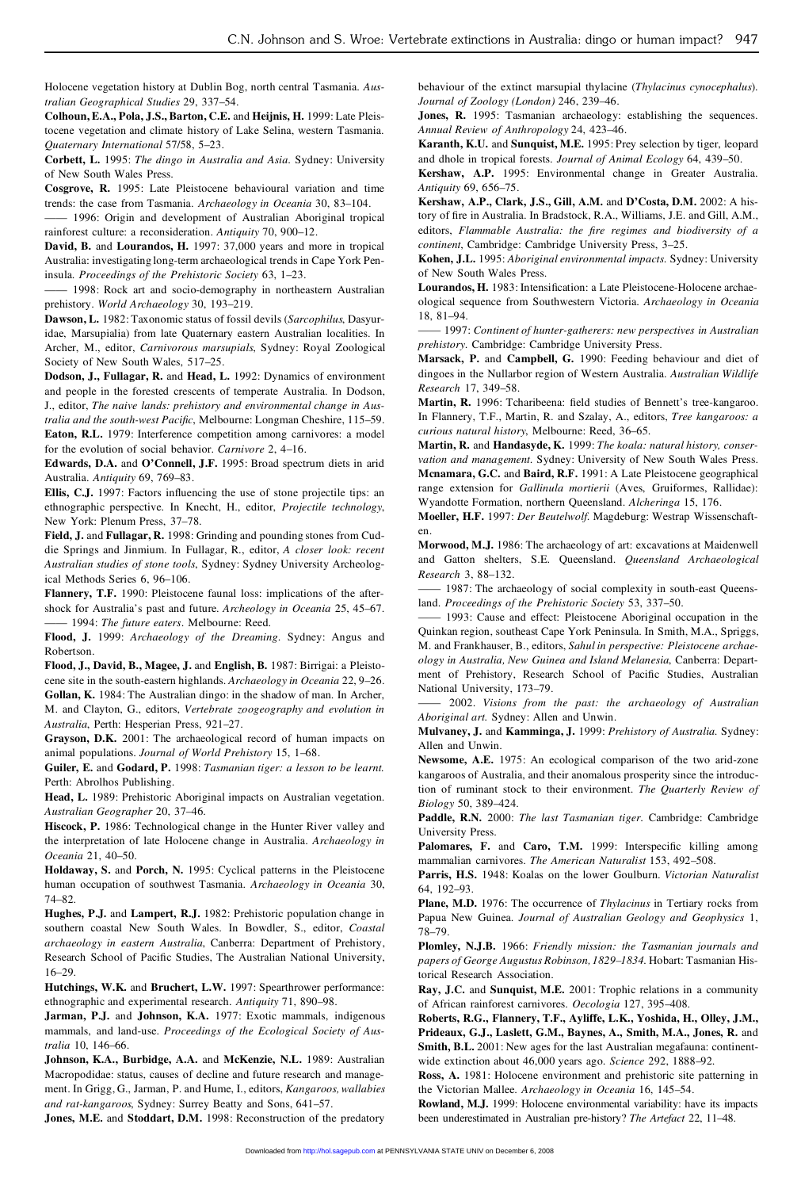Holocene vegetation history at Dublin Bog, north central Tasmania. *Australian Geographical Studies* 29, 337–54.

**Colhoun, E.A., Pola, J.S., Barton, C.E.** and **Heijnis, H.** 1999: Late Pleistocene vegetation and climate history of Lake Selina, western Tasmania. *Quaternary International* 57/58, 5–23.

**Corbett, L.** 1995: *The dingo in Australia and Asia*. Sydney: University of New South Wales Press.

**Cosgrove, R.** 1995: Late Pleistocene behavioural variation and time trends: the case from Tasmania. *Archaeology in Oceania* 30, 83–104.

—— 1996: Origin and development of Australian Aboriginal tropical rainforest culture: a reconsideration. *Antiquity* 70, 900–12.

**David, B.** and **Lourandos, H.** 1997: 37,000 years and more in tropical Australia: investigating long-term archaeological trends in Cape York Peninsula. *Proceedings of the Prehistoric Society* 63, 1–23.

—— 1998: Rock art and socio-demography in northeastern Australian prehistory. *World Archaeology* 30, 193–219.

**Dawson, L.** 1982: Taxonomic status of fossil devils (*Sarcophilus*, Dasyuridae, Marsupialia) from late Quaternary eastern Australian localities. In Archer, M., editor, *Carnivorous marsupials*, Sydney: Royal Zoological Society of New South Wales, 517–25.

**Dodson, J., Fullagar, R.** and **Head, L.** 1992: Dynamics of environment and people in the forested crescents of temperate Australia. In Dodson, J., editor, *The naive lands: prehistory and environmental change in Australia and the south-west Pacific*, Melbourne: Longman Cheshire, 115–59.

**Eaton, R.L.** 1979: Interference competition among carnivores: a model for the evolution of social behavior. *Carnivore* 2, 4–16.

**Edwards, D.A.** and **O'Connell, J.F.** 1995: Broad spectrum diets in arid Australia. *Antiquity* 69, 769–83.

**Ellis, C.J.** 1997: Factors influencing the use of stone projectile tips: an ethnographic perspective. In Knecht, H., editor, *Projectile technology*, New York: Plenum Press, 37–78.

**Field, J.** and **Fullagar, R.** 1998: Grinding and pounding stones from Cuddie Springs and Jinmium. In Fullagar, R., editor, *A closer look: recent Australian studies of stone tools*, Sydney: Sydney University Archeological Methods Series 6, 96–106.

**Flannery, T.F.** 1990: Pleistocene faunal loss: implications of the aftershock for Australia's past and future. *Archeology in Oceania* 25, 45–67.

—— 1994: *The future eaters*. Melbourne: Reed.

**Flood, J.** 1999: *Archaeology of the Dreaming*. Sydney: Angus and Robertson.

**Flood, J., David, B., Magee, J.** and **English, B.** 1987: Birrigai: a Pleistocene site in the south-eastern highlands. *Archaeology in Oceania* 22, 9–26.

**Gollan, K.** 1984: The Australian dingo: in the shadow of man. In Archer, M. and Clayton, G., editors, *Vertebrate zoogeography and evolution in Australia*, Perth: Hesperian Press, 921–27.

**Grayson, D.K.** 2001: The archaeological record of human impacts on animal populations. *Journal of World Prehistory* 15, 1–68.

**Guiler, E.** and **Godard, P.** 1998: *Tasmanian tiger: a lesson to be learnt*. Perth: Abrolhos Publishing.

**Head, L.** 1989: Prehistoric Aboriginal impacts on Australian vegetation. *Australian Geographer* 20, 37–46.

**Hiscock, P.** 1986: Technological change in the Hunter River valley and the interpretation of late Holocene change in Australia. *Archaeology in Oceania* 21, 40–50.

**Holdaway, S.** and **Porch, N.** 1995: Cyclical patterns in the Pleistocene human occupation of southwest Tasmania. *Archaeology in Oceania* 30, 74–82.

**Hughes, P.J.** and **Lampert, R.J.** 1982: Prehistoric population change in southern coastal New South Wales. In Bowdler, S., editor, *Coastal archaeology in eastern Australia*, Canberra: Department of Prehistory, Research School of Pacific Studies, The Australian National University, 16–29.

**Hutchings, W.K.** and **Bruchert, L.W.** 1997: Spearthrower performance: ethnographic and experimental research. *Antiquity* 71, 890–98.

**Jarman, P.J.** and **Johnson, K.A.** 1977: Exotic mammals, indigenous mammals, and land-use. *Proceedings of the Ecological Society of Australia* 10, 146–66.

**Johnson, K.A., Burbidge, A.A.** and **McKenzie, N.L.** 1989: Australian Macropodidae: status, causes of decline and future research and management. In Grigg, G., Jarman, P. and Hume, I., editors, *Kangaroos, wallabies and rat-kangaroos*, Sydney: Surrey Beatty and Sons, 641–57.

**Jones, M.E.** and **Stoddart, D.M.** 1998: Reconstruction of the predatory behaviour of the extinct marsupial thylacine (*Thylacinus cynocephalus*). *Journal of Zoology (London)* 246, 239–46.

**Jones, R.** 1995: Tasmanian archaeology: establishing the sequences. *Annual Review of Anthropology* 24, 423–46.

**Karanth, K.U.** and **Sunquist, M.E.** 1995: Prey selection by tiger, leopard and dhole in tropical forests. *Journal of Animal Ecology* 64, 439–50.

**Kershaw, A.P.** 1995: Environmental change in Greater Australia. *Antiquity* 69, 656–75.

**Kershaw, A.P., Clark, J.S., Gill, A.M.** and **D'Costa, D.M.** 2002: A history of fire in Australia. In Bradstock, R.A., Williams, J.E. and Gill, A.M., editors, *Flammable Australia: the fire regimes and biodiversity of a continent*, Cambridge: Cambridge University Press, 3–25.

**Kohen, J.L.** 1995: *Aboriginal environmental impacts*. Sydney: University of New South Wales Press.

**Lourandos, H.** 1983: Intensification: a Late Pleistocene-Holocene archaeological sequence from Southwestern Victoria. *Archaeology in Oceania* 18, 81–94.

—— 1997: *Continent of hunter-gatherers: new perspectives in Australian prehistory*. Cambridge: Cambridge University Press.

**Marsack, P.** and **Campbell, G.** 1990: Feeding behaviour and diet of dingoes in the Nullarbor region of Western Australia. *Australian Wildlife Research* 17, 349–58.

**Martin, R.** 1996: Tcharibeena: field studies of Bennett's tree-kangaroo. In Flannery, T.F., Martin, R. and Szalay, A., editors, *Tree kangaroos: a curious natural history*, Melbourne: Reed, 36–65.

**Martin, R.** and **Handasyde, K.** 1999: *The koala: natural history, conservation and management*. Sydney: University of New South Wales Press.

**Mcnamara, G.C.** and **Baird, R.F.** 1991: A Late Pleistocene geographical range extension for *Gallinula mortierii* (Aves, Gruiformes, Rallidae): Wyandotte Formation, northern Queensland. *Alcheringa* 15, 176.

**Moeller, H.F.** 1997: *Der Beutelwolf*. Magdeburg: Westrap Wissenschaften.

**Morwood, M.J.** 1986: The archaeology of art: excavations at Maidenwell and Gatton shelters, S.E. Queensland. *Queensland Archaeological Research* 3, 88–132.

—— 1987: The archaeology of social complexity in south-east Queensland. *Proceedings of the Prehistoric Society* 53, 337–50.

—— 1993: Cause and effect: Pleistocene Aboriginal occupation in the Quinkan region, southeast Cape York Peninsula. In Smith, M.A., Spriggs, M. and Frankhauser, B., editors, *Sahul in perspective: Pleistocene archaeology in Australia, New Guinea and Island Melanesia*, Canberra: Department of Prehistory, Research School of Pacific Studies, Australian National University, 173–79.

—— 2002. *Visions from the past: the archaeology of Australian Aboriginal art*. Sydney: Allen and Unwin.

**Mulvaney, J.** and **Kamminga, J.** 1999: *Prehistory of Australia*. Sydney: Allen and Unwin.

**Newsome, A.E.** 1975: An ecological comparison of the two arid-zone kangaroos of Australia, and their anomalous prosperity since the introduction of ruminant stock to their environment. *The Quarterly Review of Biology* 50, 389–424.

**Paddle, R.N.** 2000: *The last Tasmanian tiger*. Cambridge: Cambridge University Press.

**Palomares, F.** and **Caro, T.M.** 1999: Interspecific killing among mammalian carnivores. *The American Naturalist* 153, 492–508.

**Parris, H.S.** 1948: Koalas on the lower Goulburn. *Victorian Naturalist* 64, 192–93.

**Plane, M.D.** 1976: The occurrence of *Thylacinus* in Tertiary rocks from Papua New Guinea. *Journal of Australian Geology and Geophysics* 1, 78–79.

**Plomley, N.J.B.** 1966: *Friendly mission: the Tasmanian journals and papers of George Augustus Robinson, 1829–1834*. Hobart: Tasmanian Historical Research Association.

**Ray, J.C.** and **Sunquist, M.E.** 2001: Trophic relations in a community of African rainforest carnivores. *Oecologia* 127, 395–408.

**Roberts, R.G., Flannery, T.F., Ayliffe, L.K., Yoshida, H., Olley, J.M., Prideaux, G.J., Laslett, G.M., Baynes, A., Smith, M.A., Jones, R.** and **Smith, B.L.** 2001: New ages for the last Australian megafauna: continent-wide extinction about 46,000 years ago. *Science* 292, 1888–92.

**Ross, A.** 1981: Holocene environment and prehistoric site patterning in the Victorian Mallee. *Archaeology in Oceania* 16, 145–54.

**Rowland, M.J.** 1999: Holocene environmental variability: have its impacts been underestimated in Australian pre-history? *The Artefact* 22, 11–48.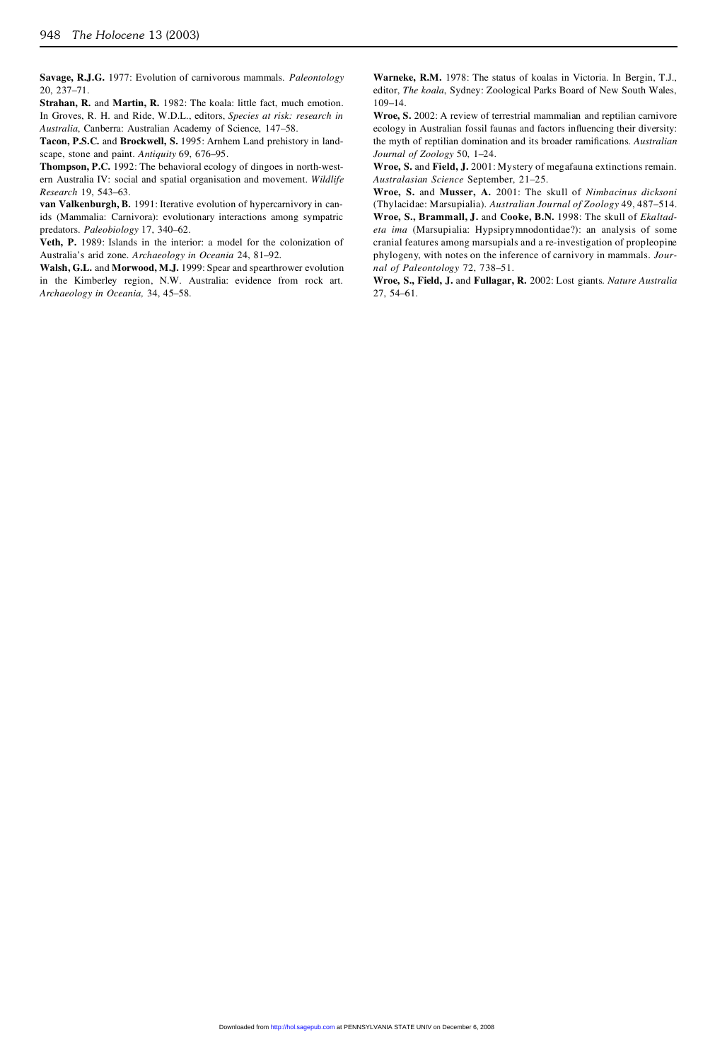**Savage, R.J.G.** 1977: Evolution of carnivorous mammals. *Paleontology* 20, 237–71.

**Strahan, R.** and **Martin, R.** 1982: The koala: little fact, much emotion. In Groves, R. H. and Ride, W.D.L., editors, *Species at risk: research in Australia*, Canberra: Australian Academy of Science, 147–58.

**Tacon, P.S.C.** and **Brockwell, S.** 1995: Arnhem Land prehistory in landscape, stone and paint. *Antiquity* 69, 676–95.

**Thompson, P.C.** 1992: The behavioral ecology of dingoes in north-western Australia IV: social and spatial organisation and movement. *Wildlife Research* 19, 543–63.

**van Valkenburgh, B.** 1991: Iterative evolution of hypercarnivory in canids (Mammalia: Carnivora): evolutionary interactions among sympatric predators. *Paleobiology* 17, 340–62.

**Veth, P.** 1989: Islands in the interior: a model for the colonization of Australia's arid zone. *Archaeology in Oceania* 24, 81–92.

**Walsh, G.L.** and **Morwood, M.J.** 1999: Spear and spearthrower evolution in the Kimberley region, N.W. Australia: evidence from rock art. *Archaeology in Oceania,* 34, 45–58.

**Warneke, R.M.** 1978: The status of koalas in Victoria. In Bergin, T.J., editor, *The koala*, Sydney: Zoological Parks Board of New South Wales, 109–14.

**Wroe, S.** 2002: A review of terrestrial mammalian and reptilian carnivore ecology in Australian fossil faunas and factors influencing their diversity: the myth of reptilian domination and its broader ramifications. *Australian Journal of Zoology* 50, 1–24.

**Wroe, S.** and **Field, J.** 2001: Mystery of megafauna extinctions remain. *Australasian Science* September, 21–25.

**Wroe, S.** and **Musser, A.** 2001: The skull of *Nimbacinus dicksoni* (Thylacidae: Marsupialia). *Australian Journal of Zoology* 49, 487–514.

**Wroe, S., Brammall, J.** and **Cooke, B.N.** 1998: The skull of *Ekaltadeta ima* (Marsupialia: Hypsiprymnodontidae?): an analysis of some cranial features among marsupials and a re-investigation of propleopine phylogeny, with notes on the inference of carnivory in mammals. *Journal of Paleontology* 72, 738–51.

**Wroe, S., Field, J.** and **Fullagar, R.** 2002: Lost giants. *Nature Australia* 27, 54–61.